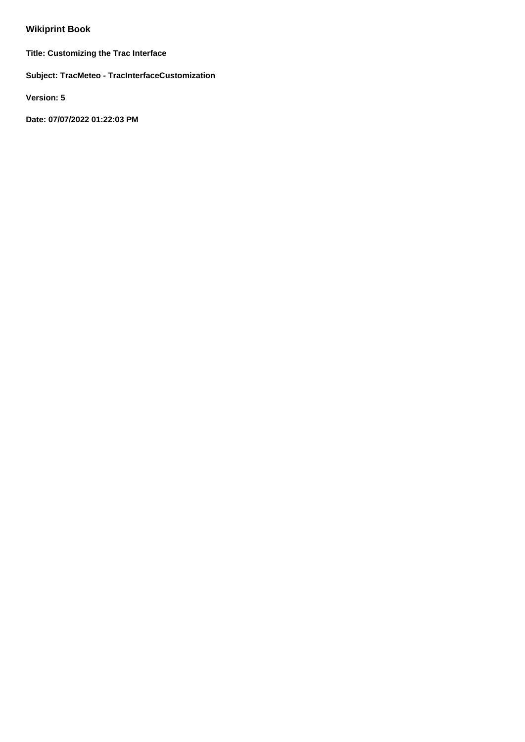# Wikiprint Book

**Title: Customizing the Trac Interface**

**Subject: TracMeteo - TracInterfaceCustomization**

**Version: 5**

**Date: 07/07/2022 01:22:03 PM**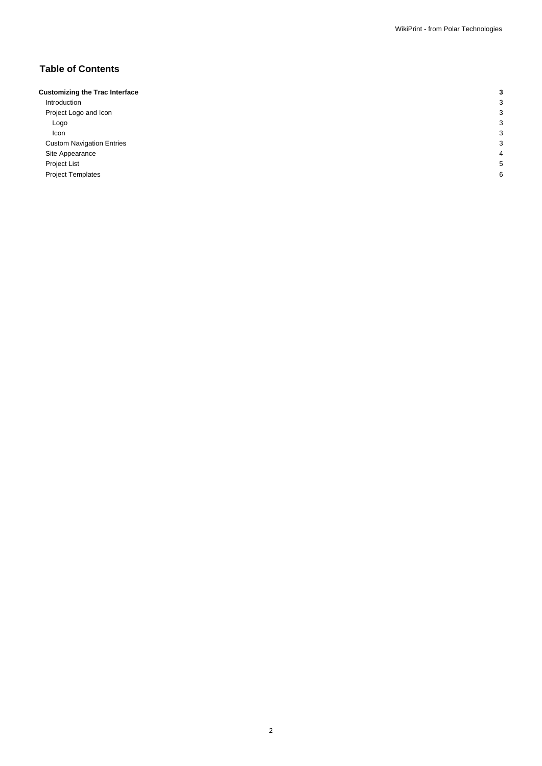# Table of Contents

| | |
|---|---|
| **Customizing the Trac Interface** | **3** |
| Introduction | 3 |
| Project Logo and Icon | 3 |
| Logo | 3 |
| Icon | 3 |
| Custom Navigation Entries | 3 |
| Site Appearance | 4 |
| Project List | 5 |
| Project Templates | 6 |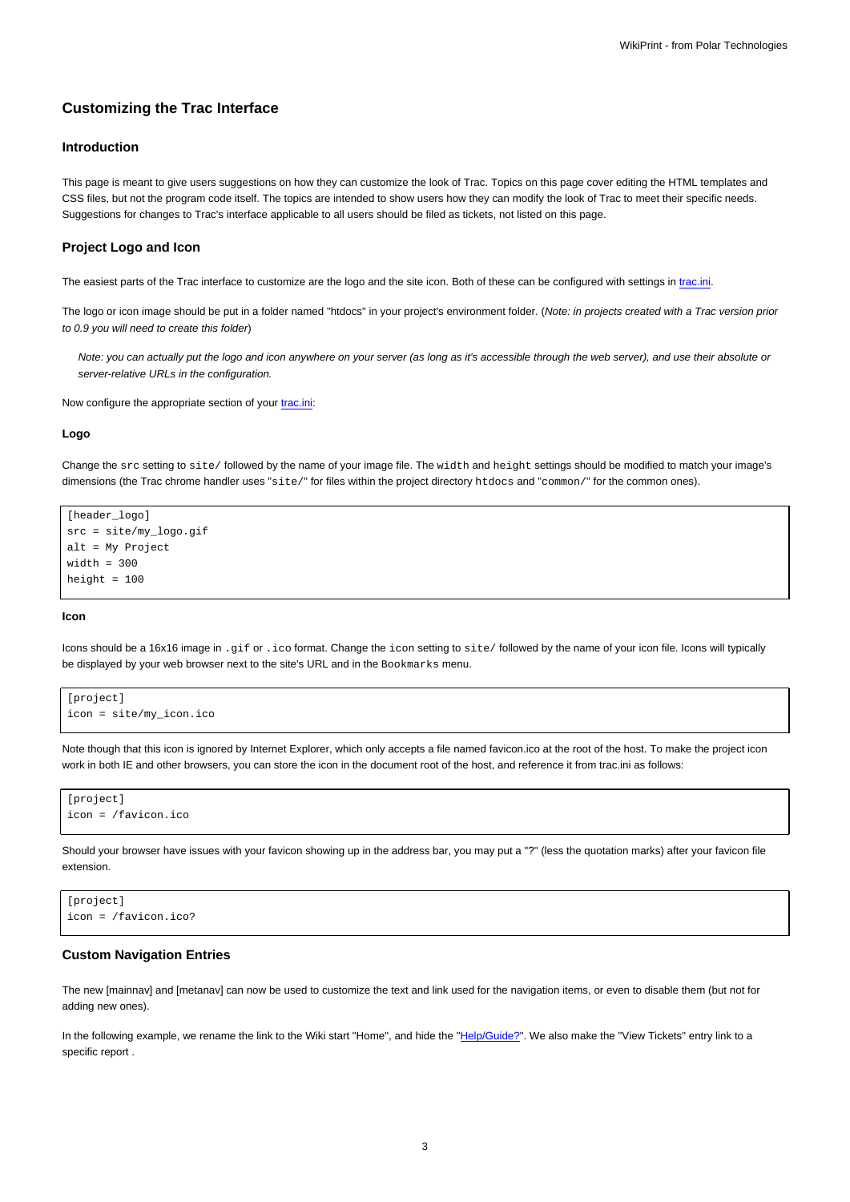## Customizing the Trac Interface

### Introduction

This page is meant to give users suggestions on how they can customize the look of Trac. Topics on this page cover editing the HTML templates and CSS files, but not the program code itself. The topics are intended to show users how they can modify the look of Trac to meet their specific needs. Suggestions for changes to Trac's interface applicable to all users should be filed as tickets, not listed on this page.

### Project Logo and Icon

The easiest parts of the Trac interface to customize are the logo and the site icon. Both of these can be configured with settings in trac.ini.

The logo or icon image should be put in a folder named "htdocs" in your project's environment folder. (*Note: in projects created with a Trac version prior to 0.9 you will need to create this folder*)

> *Note: you can actually put the logo and icon anywhere on your server (as long as it's accessible through the web server), and use their absolute or server-relative URLs in the configuration.*

Now configure the appropriate section of your trac.ini:

#### Logo

Change the `src` setting to `site/` followed by the name of your image file. The `width` and `height` settings should be modified to match your image's dimensions (the Trac chrome handler uses "`site/`" for files within the project directory `htdocs` and "`common/`" for the common ones).

```
[header_logo]
src = site/my_logo.gif
alt = My Project
width = 300
height = 100
```

#### Icon

Icons should be a 16x16 image in `.gif` or `.ico` format. Change the `icon` setting to `site/` followed by the name of your icon file. Icons will typically be displayed by your web browser next to the site's URL and in the `Bookmarks` menu.

```
[project]
icon = site/my_icon.ico
```

Note though that this icon is ignored by Internet Explorer, which only accepts a file named favicon.ico at the root of the host. To make the project icon work in both IE and other browsers, you can store the icon in the document root of the host, and reference it from trac.ini as follows:

```
[project]
icon = /favicon.ico
```

Should your browser have issues with your favicon showing up in the address bar, you may put a "?" (less the quotation marks) after your favicon file extension.

```
[project]
icon = /favicon.ico?
```

### Custom Navigation Entries

The new [mainnav] and [metanav] can now be used to customize the text and link used for the navigation items, or even to disable them (but not for adding new ones).

In the following example, we rename the link to the Wiki start "Home", and hide the "Help/Guide?". We also make the "View Tickets" entry link to a specific report .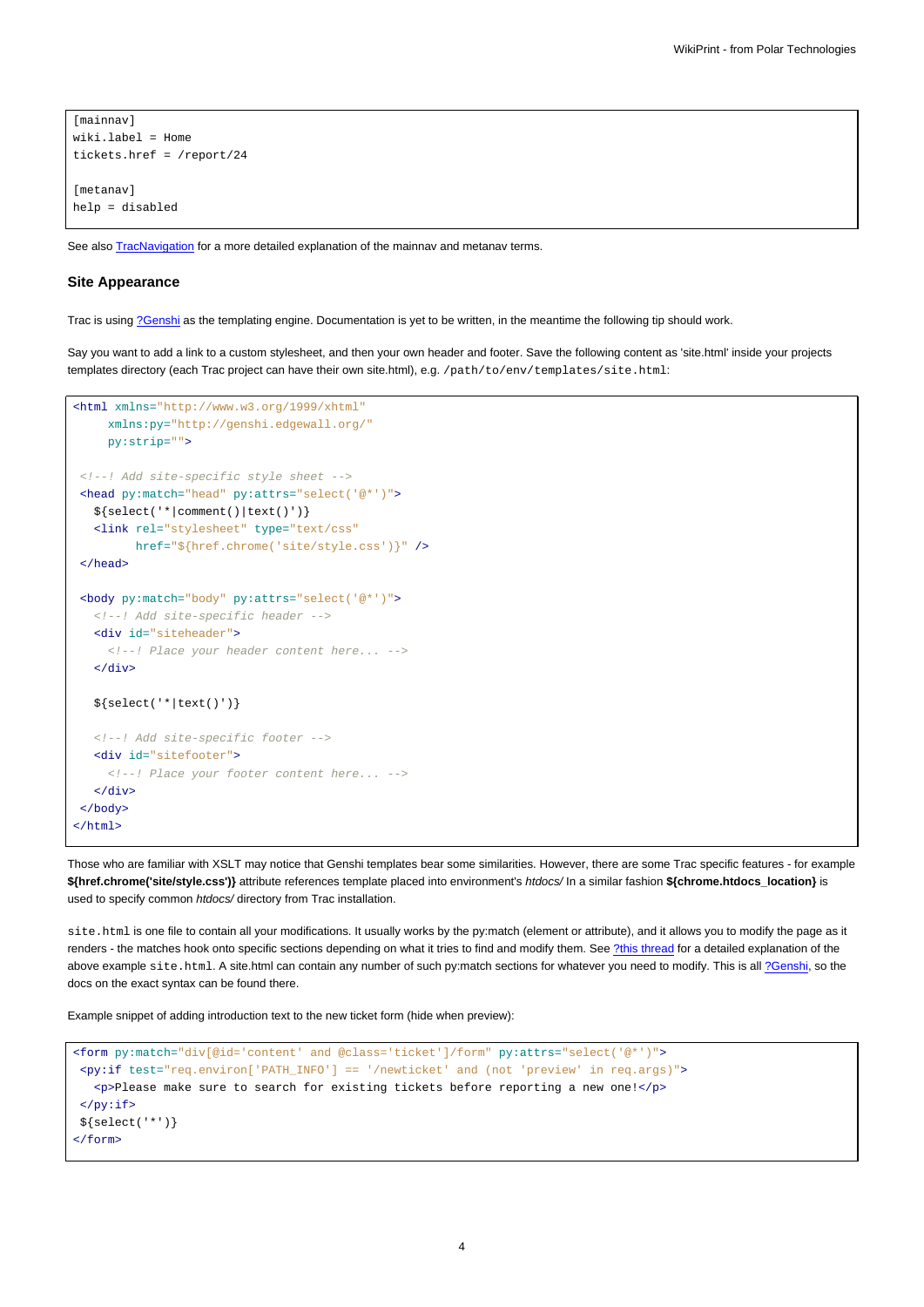```
[mainnav]
wiki.label = Home
tickets.href = /report/24

[metanav]
help = disabled
```

See also TracNavigation for a more detailed explanation of the mainnav and metanav terms.

### Site Appearance

Trac is using ?Genshi as the templating engine. Documentation is yet to be written, in the meantime the following tip should work.

Say you want to add a link to a custom stylesheet, and then your own header and footer. Save the following content as 'site.html' inside your projects templates directory (each Trac project can have their own site.html), e.g. `/path/to/env/templates/site.html`:

```
<html xmlns="http://www.w3.org/1999/xhtml"
     xmlns:py="http://genshi.edgewall.org/"
     py:strip="">

 <!--! Add site-specific style sheet -->
 <head py:match="head" py:attrs="select('@*')">
   ${select('*|comment()|text()')}
   <link rel="stylesheet" type="text/css"
         href="${href.chrome('site/style.css')}" />
 </head>

 <body py:match="body" py:attrs="select('@*')">
   <!--! Add site-specific header -->
   <div id="siteheader">
     <!--! Place your header content here... -->
   </div>

   ${select('*|text()')}

   <!--! Add site-specific footer -->
   <div id="sitefooter">
     <!--! Place your footer content here... -->
   </div>
 </body>
</html>
```

Those who are familiar with XSLT may notice that Genshi templates bear some similarities. However, there are some Trac specific features - for example **${href.chrome('site/style.css')}** attribute references template placed into environment's *htdocs/* In a similar fashion **${chrome.htdocs_location}** is used to specify common *htdocs/* directory from Trac installation.

`site.html` is one file to contain all your modifications. It usually works by the py:match (element or attribute), and it allows you to modify the page as it renders - the matches hook onto specific sections depending on what it tries to find and modify them. See ?this thread for a detailed explanation of the above example `site.html`. A site.html can contain any number of such py:match sections for whatever you need to modify. This is all ?Genshi, so the docs on the exact syntax can be found there.

Example snippet of adding introduction text to the new ticket form (hide when preview):

```
<form py:match="div[@id='content' and @class='ticket']/form" py:attrs="select('@*')">
 <py:if test="req.environ['PATH_INFO'] == '/newticket' and (not 'preview' in req.args)">
   <p>Please make sure to search for existing tickets before reporting a new one!</p>
 </py:if>
 ${select('*')}
</form>
```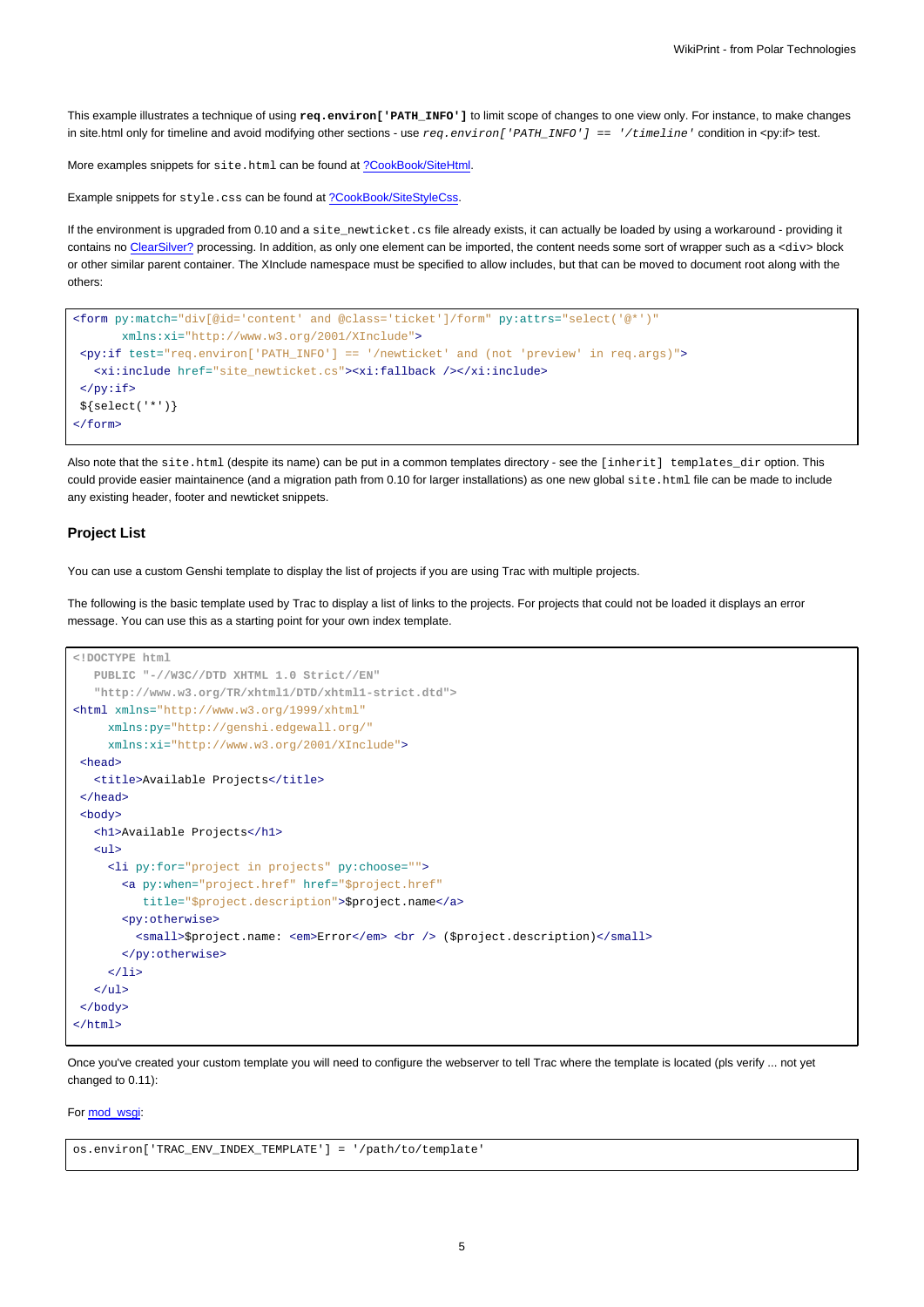This example illustrates a technique of using **`req.environ['PATH_INFO']`** to limit scope of changes to one view only. For instance, to make changes in site.html only for timeline and avoid modifying other sections - use *`req.environ['PATH_INFO'] == '/timeline'`* condition in <py:if> test.

More examples snippets for `site.html` can be found at ?CookBook/SiteHtml.

Example snippets for `style.css` can be found at ?CookBook/SiteStyleCss.

If the environment is upgraded from 0.10 and a `site_newticket.cs` file already exists, it can actually be loaded by using a workaround - providing it contains no ClearSilver? processing. In addition, as only one element can be imported, the content needs some sort of wrapper such as a `<div>` block or other similar parent container. The XInclude namespace must be specified to allow includes, but that can be moved to document root along with the others:

```
<form py:match="div[@id='content' and @class='ticket']/form" py:attrs="select('@*')"
       xmlns:xi="http://www.w3.org/2001/XInclude">
 <py:if test="req.environ['PATH_INFO'] == '/newticket' and (not 'preview' in req.args)">
   <xi:include href="site_newticket.cs"><xi:fallback /></xi:include>
 </py:if>
 ${select('*')}
</form>
```

Also note that the `site.html` (despite its name) can be put in a common templates directory - see the `[inherit] templates_dir` option. This could provide easier maintainence (and a migration path from 0.10 for larger installations) as one new global `site.html` file can be made to include any existing header, footer and newticket snippets.

### Project List

You can use a custom Genshi template to display the list of projects if you are using Trac with multiple projects.

The following is the basic template used by Trac to display a list of links to the projects. For projects that could not be loaded it displays an error message. You can use this as a starting point for your own index template.

```
<!DOCTYPE html
   PUBLIC "-//W3C//DTD XHTML 1.0 Strict//EN"
   "http://www.w3.org/TR/xhtml1/DTD/xhtml1-strict.dtd">
<html xmlns="http://www.w3.org/1999/xhtml"
     xmlns:py="http://genshi.edgewall.org/"
     xmlns:xi="http://www.w3.org/2001/XInclude">
 <head>
   <title>Available Projects</title>
 </head>
 <body>
   <h1>Available Projects</h1>
   <ul>
     <li py:for="project in projects" py:choose="">
       <a py:when="project.href" href="$project.href"
          title="$project.description">$project.name</a>
       <py:otherwise>
         <small>$project.name: <em>Error</em> <br /> ($project.description)</small>
       </py:otherwise>
     </li>
   </ul>
 </body>
</html>
```

Once you've created your custom template you will need to configure the webserver to tell Trac where the template is located (pls verify ... not yet changed to 0.11):

For mod_wsgi:

```
os.environ['TRAC_ENV_INDEX_TEMPLATE'] = '/path/to/template'
```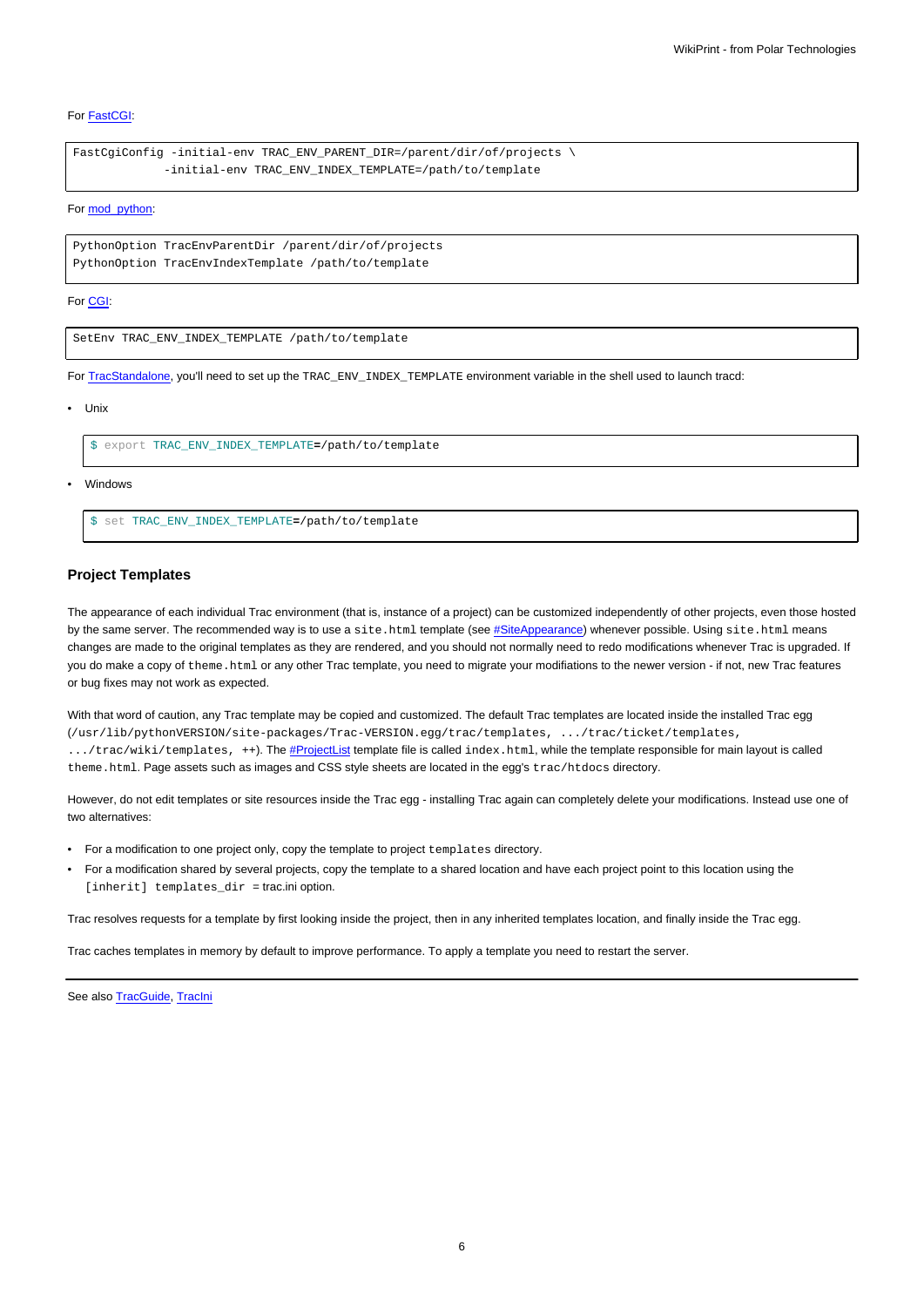For [FastCGI](FastCGI):

```
FastCgiConfig -initial-env TRAC_ENV_PARENT_DIR=/parent/dir/of/projects \
              -initial-env TRAC_ENV_INDEX_TEMPLATE=/path/to/template
```

For [mod_python](mod_python):

```
PythonOption TracEnvParentDir /parent/dir/of/projects
PythonOption TracEnvIndexTemplate /path/to/template
```

For [CGI](CGI):

```
SetEnv TRAC_ENV_INDEX_TEMPLATE /path/to/template
```

For [TracStandalone](TracStandalone), you'll need to set up the `TRAC_ENV_INDEX_TEMPLATE` environment variable in the shell used to launch tracd:

- Unix

```
$ export TRAC_ENV_INDEX_TEMPLATE=/path/to/template
```

- Windows

```
$ set TRAC_ENV_INDEX_TEMPLATE=/path/to/template
```

### Project Templates

The appearance of each individual Trac environment (that is, instance of a project) can be customized independently of other projects, even those hosted by the same server. The recommended way is to use a `site.html` template (see [#SiteAppearance](#SiteAppearance)) whenever possible. Using `site.html` means changes are made to the original templates as they are rendered, and you should not normally need to redo modifications whenever Trac is upgraded. If you do make a copy of `theme.html` or any other Trac template, you need to migrate your modifiations to the newer version - if not, new Trac features or bug fixes may not work as expected.

With that word of caution, any Trac template may be copied and customized. The default Trac templates are located inside the installed Trac egg (`/usr/lib/pythonVERSION/site-packages/Trac-VERSION.egg/trac/templates, .../trac/ticket/templates, .../trac/wiki/templates, ++`). The [#ProjectList](#ProjectList) template file is called `index.html`, while the template responsible for main layout is called `theme.html`. Page assets such as images and CSS style sheets are located in the egg's `trac/htdocs` directory.

However, do not edit templates or site resources inside the Trac egg - installing Trac again can completely delete your modifications. Instead use one of two alternatives:

- For a modification to one project only, copy the template to project `templates` directory.
- For a modification shared by several projects, copy the template to a shared location and have each project point to this location using the `[inherit] templates_dir =` trac.ini option.

Trac resolves requests for a template by first looking inside the project, then in any inherited templates location, and finally inside the Trac egg.

Trac caches templates in memory by default to improve performance. To apply a template you need to restart the server.

---

See also [TracGuide](TracGuide), [TracIni](TracIni)